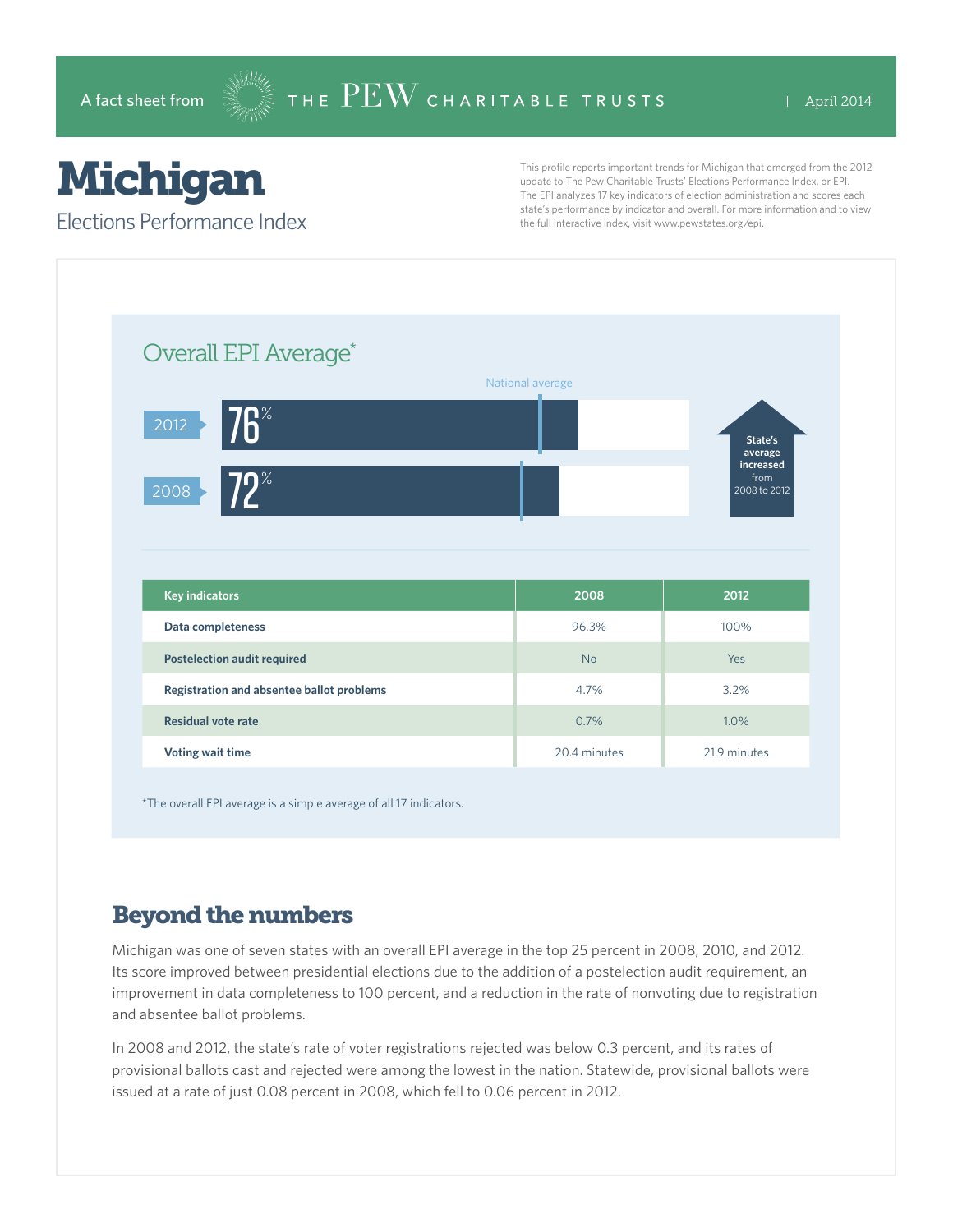A fact sheet from THE PEW CHARITABLE TRUSTS | April 2014

# Michigan

## Elections Performance Index

This profile reports important trends for Michigan that emerged from the 2012 update to The Pew Charitable Trusts' Elections Performance Index, or EPI. The EPI analyzes 17 key indicators of election administration and scores each state's performance by indicator and overall. For more information and to view the full interactive index, visit www.pewstates.org/epi.

### Overall EPI Average*

National average

2012: 76%

2008: 72%

State's average increased from 2008 to 2012

| Key indicators | 2008 | 2012 |
|---|---|---|
| Data completeness | 96.3% | 100% |
| Postelection audit required | No | Yes |
| Registration and absentee ballot problems | 4.7% | 3.2% |
| Residual vote rate | 0.7% | 1.0% |
| Voting wait time | 20.4 minutes | 21.9 minutes |

*The overall EPI average is a simple average of all 17 indicators.

## Beyond the numbers

Michigan was one of seven states with an overall EPI average in the top 25 percent in 2008, 2010, and 2012. Its score improved between presidential elections due to the addition of a postelection audit requirement, an improvement in data completeness to 100 percent, and a reduction in the rate of nonvoting due to registration and absentee ballot problems.

In 2008 and 2012, the state's rate of voter registrations rejected was below 0.3 percent, and its rates of provisional ballots cast and rejected were among the lowest in the nation. Statewide, provisional ballots were issued at a rate of just 0.08 percent in 2008, which fell to 0.06 percent in 2012.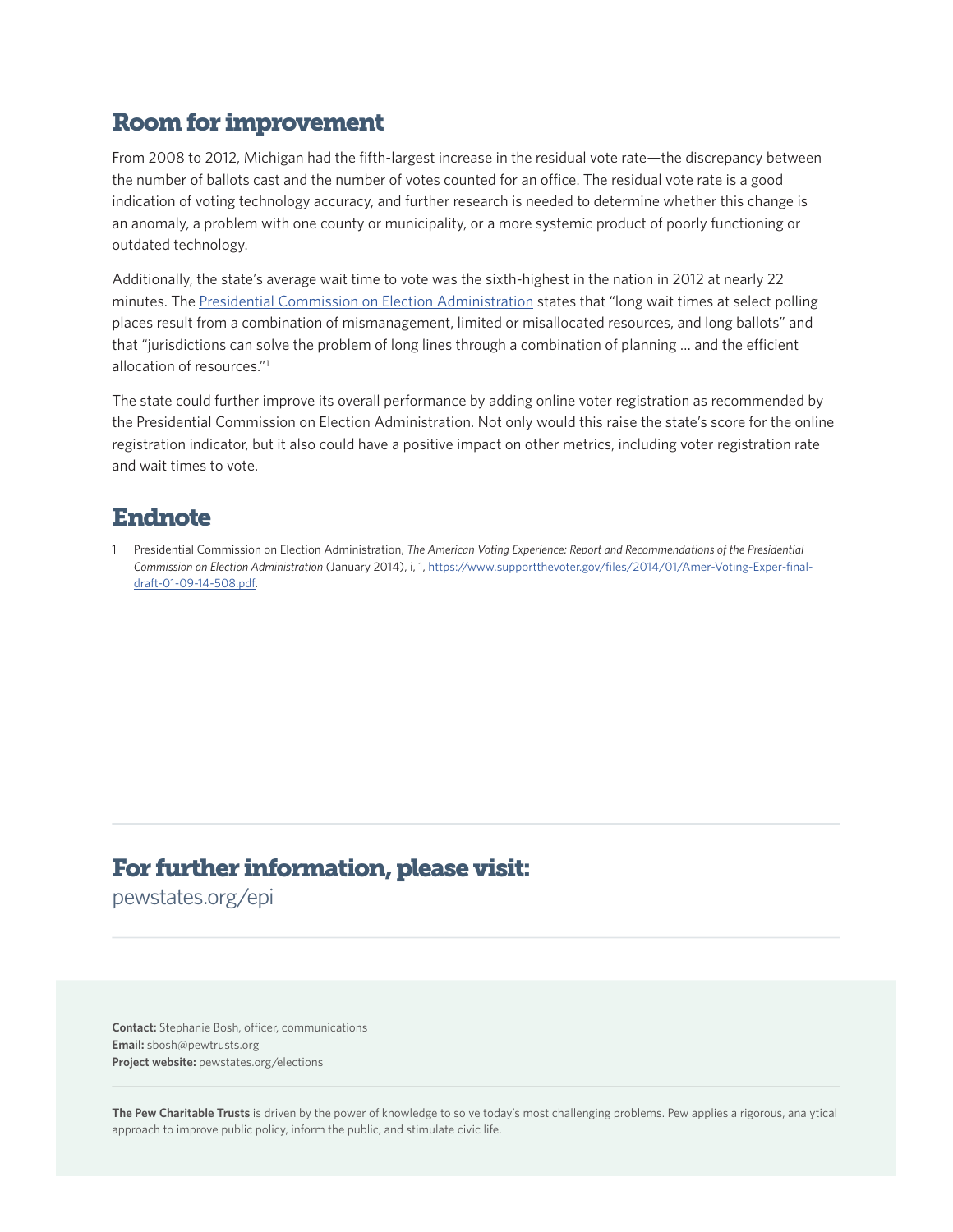## Room for improvement

From 2008 to 2012, Michigan had the fifth-largest increase in the residual vote rate—the discrepancy between the number of ballots cast and the number of votes counted for an office. The residual vote rate is a good indication of voting technology accuracy, and further research is needed to determine whether this change is an anomaly, a problem with one county or municipality, or a more systemic product of poorly functioning or outdated technology.

Additionally, the state's average wait time to vote was the sixth-highest in the nation in 2012 at nearly 22 minutes. The Presidential Commission on Election Administration states that "long wait times at select polling places result from a combination of mismanagement, limited or misallocated resources, and long ballots" and that "jurisdictions can solve the problem of long lines through a combination of planning … and the efficient allocation of resources."[1]

The state could further improve its overall performance by adding online voter registration as recommended by the Presidential Commission on Election Administration. Not only would this raise the state's score for the online registration indicator, but it also could have a positive impact on other metrics, including voter registration rate and wait times to vote.

## Endnote

1 Presidential Commission on Election Administration, *The American Voting Experience: Report and Recommendations of the Presidential Commission on Election Administration* (January 2014), i, 1, https://www.supportthevoter.gov/files/2014/01/Amer-Voting-Exper-final-draft-01-09-14-508.pdf.

## For further information, please visit:

pewstates.org/epi

**Contact:** Stephanie Bosh, officer, communications
**Email:** sbosh@pewtrusts.org
**Project website:** pewstates.org/elections

**The Pew Charitable Trusts** is driven by the power of knowledge to solve today's most challenging problems. Pew applies a rigorous, analytical approach to improve public policy, inform the public, and stimulate civic life.